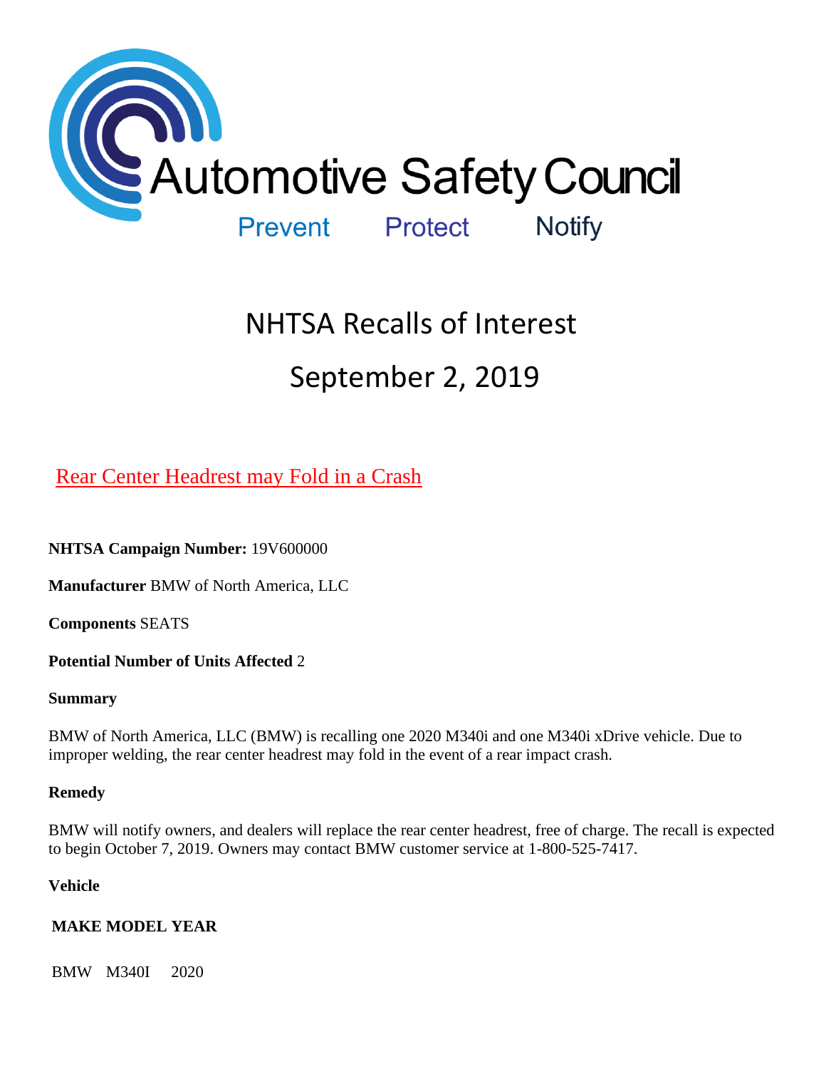Automotive Safety Council

Prevent Protect Notify

# NHTSA Recalls of Interest

# September 2, 2019

## Rear Center Headrest may Fold in a Crash

**NHTSA Campaign Number:** 19V600000

**Manufacturer** BMW of North America, LLC

**Components** SEATS

**Potential Number of Units Affected** 2

**Summary**

BMW of North America, LLC (BMW) is recalling one 2020 M340i and one M340i xDrive vehicle. Due to improper welding, the rear center headrest may fold in the event of a rear impact crash.

**Remedy**

BMW will notify owners, and dealers will replace the rear center headrest, free of charge. The recall is expected to begin October 7, 2019. Owners may contact BMW customer service at 1-800-525-7417.

**Vehicle**

| MAKE | MODEL | YEAR |
|---|---|---|
| BMW | M340I | 2020 |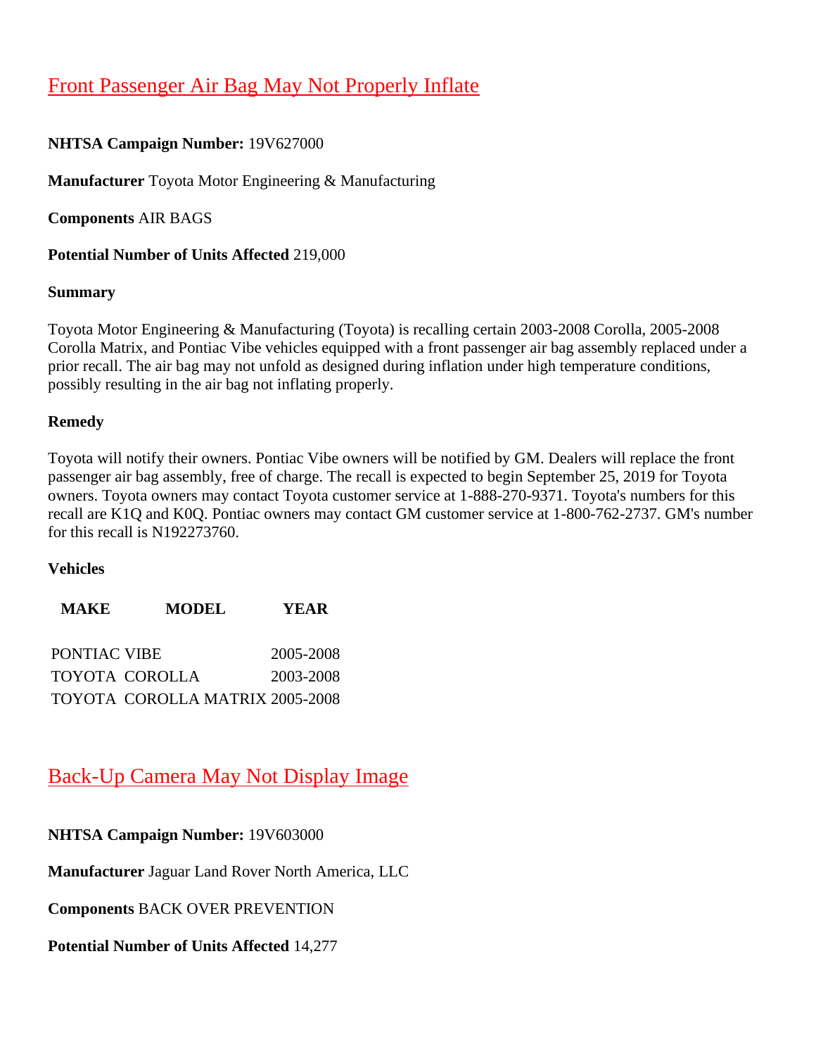## Front Passenger Air Bag May Not Properly Inflate

**NHTSA Campaign Number:** 19V627000

**Manufacturer** Toyota Motor Engineering & Manufacturing

**Components** AIR BAGS

**Potential Number of Units Affected** 219,000

**Summary**

Toyota Motor Engineering & Manufacturing (Toyota) is recalling certain 2003-2008 Corolla, 2005-2008 Corolla Matrix, and Pontiac Vibe vehicles equipped with a front passenger air bag assembly replaced under a prior recall. The air bag may not unfold as designed during inflation under high temperature conditions, possibly resulting in the air bag not inflating properly.

**Remedy**

Toyota will notify their owners. Pontiac Vibe owners will be notified by GM. Dealers will replace the front passenger air bag assembly, free of charge. The recall is expected to begin September 25, 2019 for Toyota owners. Toyota owners may contact Toyota customer service at 1-888-270-9371. Toyota's numbers for this recall are K1Q and K0Q. Pontiac owners may contact GM customer service at 1-800-762-2737. GM's number for this recall is N192273760.

**Vehicles**

| MAKE | MODEL | YEAR |
|---|---|---|
| PONTIAC | VIBE | 2005-2008 |
| TOYOTA | COROLLA | 2003-2008 |
| TOYOTA | COROLLA MATRIX | 2005-2008 |

## Back-Up Camera May Not Display Image

**NHTSA Campaign Number:** 19V603000

**Manufacturer** Jaguar Land Rover North America, LLC

**Components** BACK OVER PREVENTION

**Potential Number of Units Affected** 14,277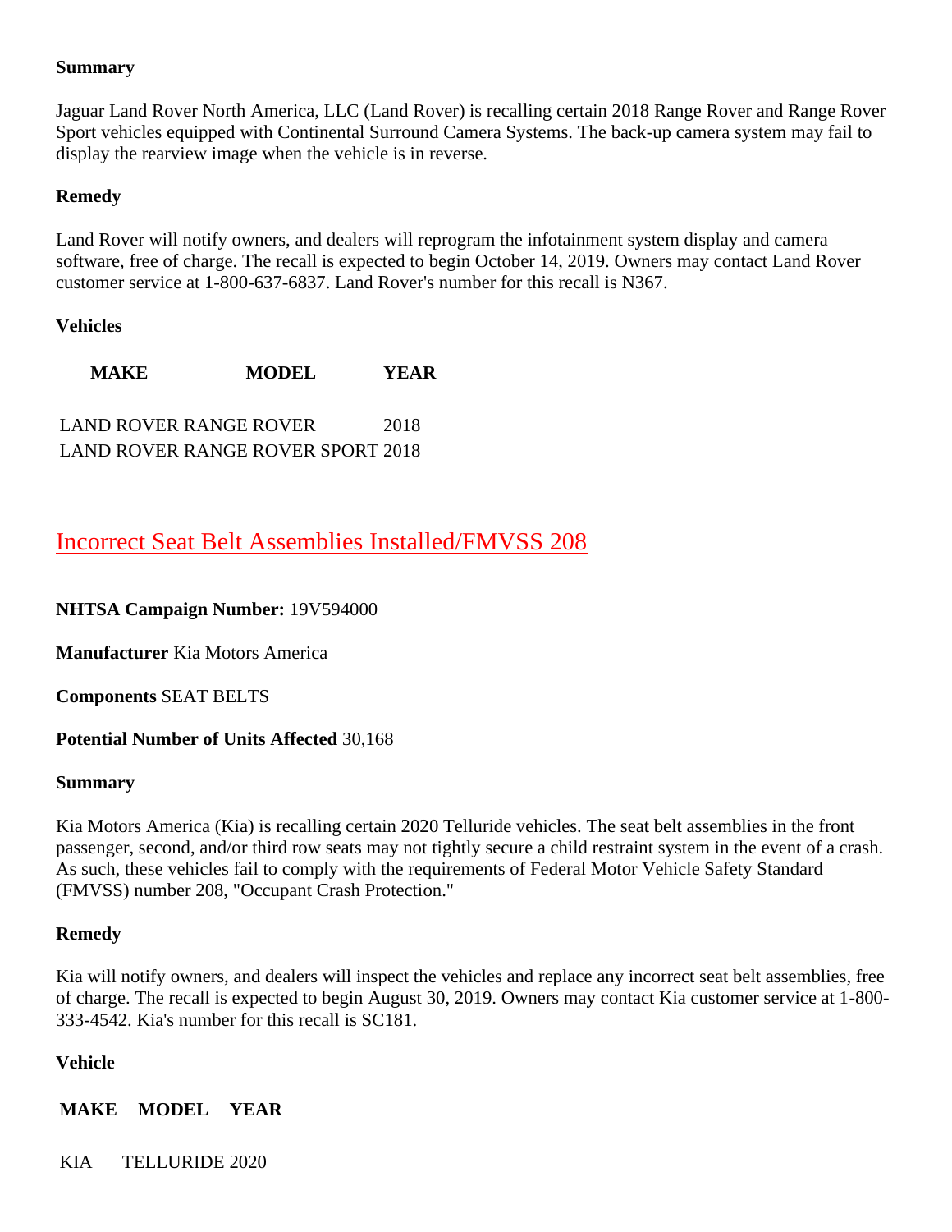**Summary**

Jaguar Land Rover North America, LLC (Land Rover) is recalling certain 2018 Range Rover and Range Rover Sport vehicles equipped with Continental Surround Camera Systems. The back-up camera system may fail to display the rearview image when the vehicle is in reverse.

**Remedy**

Land Rover will notify owners, and dealers will reprogram the infotainment system display and camera software, free of charge. The recall is expected to begin October 14, 2019. Owners may contact Land Rover customer service at 1-800-637-6837. Land Rover's number for this recall is N367.

**Vehicles**

| MAKE | MODEL | YEAR |
|---|---|---|
| LAND ROVER | RANGE ROVER | 2018 |
| LAND ROVER | RANGE ROVER SPORT | 2018 |

## Incorrect Seat Belt Assemblies Installed/FMVSS 208

**NHTSA Campaign Number:** 19V594000

**Manufacturer** Kia Motors America

**Components** SEAT BELTS

**Potential Number of Units Affected** 30,168

**Summary**

Kia Motors America (Kia) is recalling certain 2020 Telluride vehicles. The seat belt assemblies in the front passenger, second, and/or third row seats may not tightly secure a child restraint system in the event of a crash. As such, these vehicles fail to comply with the requirements of Federal Motor Vehicle Safety Standard (FMVSS) number 208, "Occupant Crash Protection."

**Remedy**

Kia will notify owners, and dealers will inspect the vehicles and replace any incorrect seat belt assemblies, free of charge. The recall is expected to begin August 30, 2019. Owners may contact Kia customer service at 1-800-333-4542. Kia's number for this recall is SC181.

**Vehicle**

| MAKE | MODEL | YEAR |
|---|---|---|
| KIA | TELLURIDE | 2020 |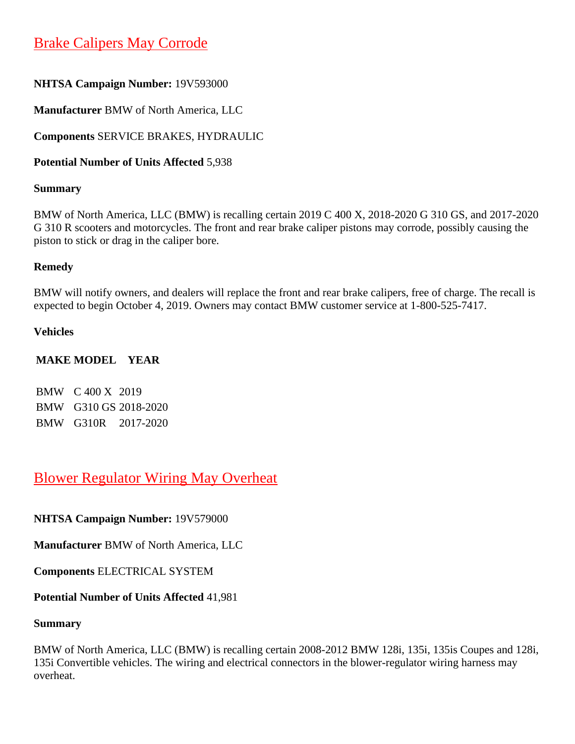## Brake Calipers May Corrode

**NHTSA Campaign Number:** 19V593000

**Manufacturer** BMW of North America, LLC

**Components** SERVICE BRAKES, HYDRAULIC

**Potential Number of Units Affected** 5,938

**Summary**

BMW of North America, LLC (BMW) is recalling certain 2019 C 400 X, 2018-2020 G 310 GS, and 2017-2020 G 310 R scooters and motorcycles. The front and rear brake caliper pistons may corrode, possibly causing the piston to stick or drag in the caliper bore.

**Remedy**

BMW will notify owners, and dealers will replace the front and rear brake calipers, free of charge. The recall is expected to begin October 4, 2019. Owners may contact BMW customer service at 1-800-525-7417.

**Vehicles**

| MAKE | MODEL | YEAR |
|---|---|---|
| BMW | C 400 X | 2019 |
| BMW | G310 GS | 2018-2020 |
| BMW | G310R | 2017-2020 |

## Blower Regulator Wiring May Overheat

**NHTSA Campaign Number:** 19V579000

**Manufacturer** BMW of North America, LLC

**Components** ELECTRICAL SYSTEM

**Potential Number of Units Affected** 41,981

**Summary**

BMW of North America, LLC (BMW) is recalling certain 2008-2012 BMW 128i, 135i, 135is Coupes and 128i, 135i Convertible vehicles. The wiring and electrical connectors in the blower-regulator wiring harness may overheat.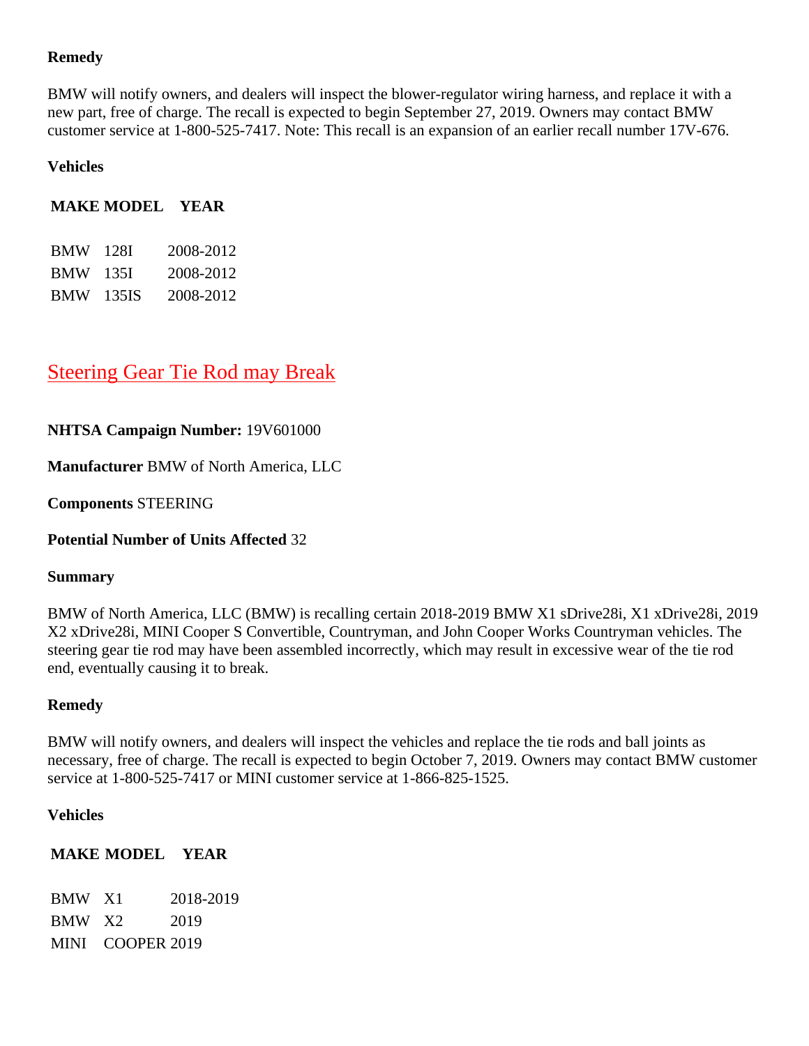**Remedy**

BMW will notify owners, and dealers will inspect the blower-regulator wiring harness, and replace it with a new part, free of charge. The recall is expected to begin September 27, 2019. Owners may contact BMW customer service at 1-800-525-7417. Note: This recall is an expansion of an earlier recall number 17V-676.

**Vehicles**

| MAKE | MODEL | YEAR |
|---|---|---|
| BMW | 128I | 2008-2012 |
| BMW | 135I | 2008-2012 |
| BMW | 135IS | 2008-2012 |

## Steering Gear Tie Rod may Break

**NHTSA Campaign Number:** 19V601000

**Manufacturer** BMW of North America, LLC

**Components** STEERING

**Potential Number of Units Affected** 32

**Summary**

BMW of North America, LLC (BMW) is recalling certain 2018-2019 BMW X1 sDrive28i, X1 xDrive28i, 2019 X2 xDrive28i, MINI Cooper S Convertible, Countryman, and John Cooper Works Countryman vehicles. The steering gear tie rod may have been assembled incorrectly, which may result in excessive wear of the tie rod end, eventually causing it to break.

**Remedy**

BMW will notify owners, and dealers will inspect the vehicles and replace the tie rods and ball joints as necessary, free of charge. The recall is expected to begin October 7, 2019. Owners may contact BMW customer service at 1-800-525-7417 or MINI customer service at 1-866-825-1525.

**Vehicles**

| MAKE | MODEL | YEAR |
|---|---|---|
| BMW | X1 | 2018-2019 |
| BMW | X2 | 2019 |
| MINI | COOPER | 2019 |